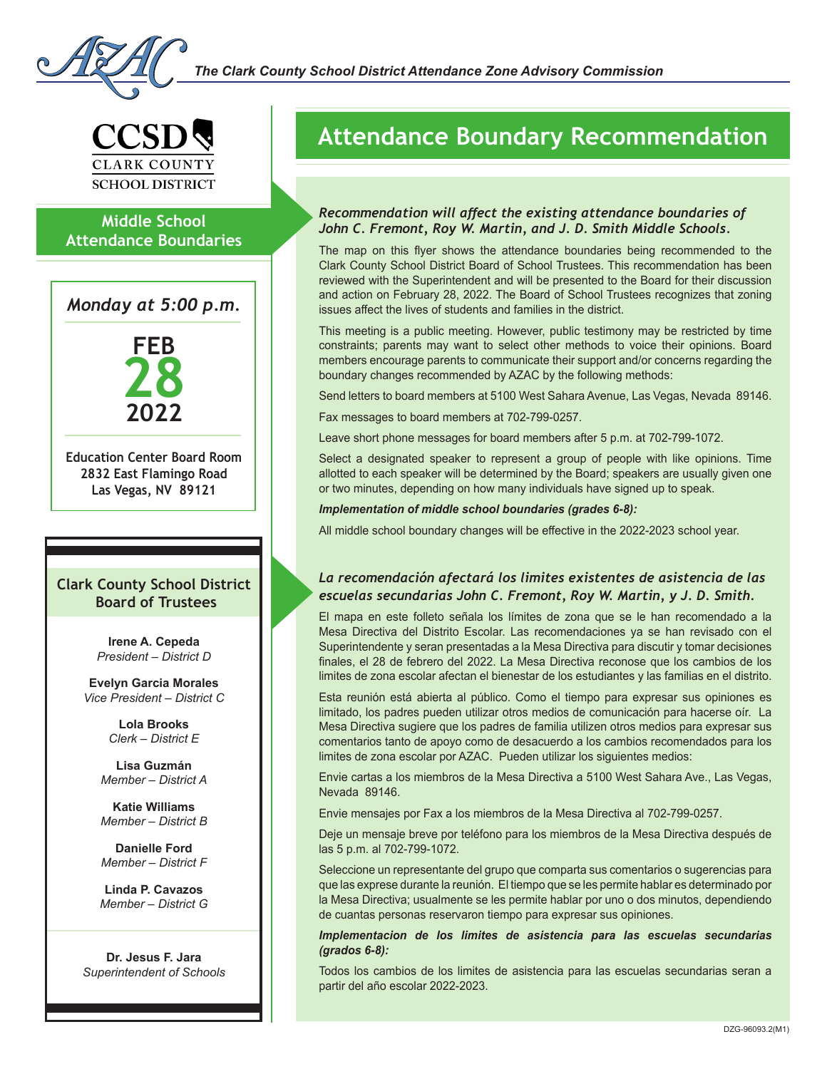*The Clark County School District Attendance Zone Advisory Commission*

CCSD
CLARK COUNTY
SCHOOL DISTRICT

## Middle School Attendance Boundaries

*Monday at 5:00 p.m.*

**FEB 28 2022**

**Education Center Board Room**
**2832 East Flamingo Road**
**Las Vegas, NV 89121**

### Clark County School District Board of Trustees

**Irene A. Cepeda**
*President – District D*

**Evelyn Garcia Morales**
*Vice President – District C*

**Lola Brooks**
*Clerk – District E*

**Lisa Guzmán**
*Member – District A*

**Katie Williams**
*Member – District B*

**Danielle Ford**
*Member – District F*

**Linda P. Cavazos**
*Member – District G*

**Dr. Jesus F. Jara**
*Superintendent of Schools*

# Attendance Boundary Recommendation

***Recommendation will affect the existing attendance boundaries of John C. Fremont, Roy W. Martin, and J. D. Smith Middle Schools.***

The map on this flyer shows the attendance boundaries being recommended to the Clark County School District Board of School Trustees. This recommendation has been reviewed with the Superintendent and will be presented to the Board for their discussion and action on February 28, 2022. The Board of School Trustees recognizes that zoning issues affect the lives of students and families in the district.

This meeting is a public meeting. However, public testimony may be restricted by time constraints; parents may want to select other methods to voice their opinions. Board members encourage parents to communicate their support and/or concerns regarding the boundary changes recommended by AZAC by the following methods:

Send letters to board members at 5100 West Sahara Avenue, Las Vegas, Nevada 89146.

Fax messages to board members at 702-799-0257.

Leave short phone messages for board members after 5 p.m. at 702-799-1072.

Select a designated speaker to represent a group of people with like opinions. Time allotted to each speaker will be determined by the Board; speakers are usually given one or two minutes, depending on how many individuals have signed up to speak.

***Implementation of middle school boundaries (grades 6-8):***

All middle school boundary changes will be effective in the 2022-2023 school year.

***La recomendación afectará los limites existentes de asistencia de las escuelas secundarias John C. Fremont, Roy W. Martin, y J. D. Smith.***

El mapa en este folleto señala los límites de zona que se le han recomendado a la Mesa Directiva del Distrito Escolar. Las recomendaciones ya se han revisado con el Superintendente y seran presentadas a la Mesa Directiva para discutir y tomar decisiones finales, el 28 de febrero del 2022. La Mesa Directiva reconose que los cambios de los limites de zona escolar afectan el bienestar de los estudiantes y las familias en el distrito.

Esta reunión está abierta al público. Como el tiempo para expresar sus opiniones es limitado, los padres pueden utilizar otros medios de comunicación para hacerse oír. La Mesa Directiva sugiere que los padres de familia utilizen otros medios para expresar sus comentarios tanto de apoyo como de desacuerdo a los cambios recomendados para los limites de zona escolar por AZAC. Pueden utilizar los siguientes medios:

Envie cartas a los miembros de la Mesa Directiva a 5100 West Sahara Ave., Las Vegas, Nevada 89146.

Envie mensajes por Fax a los miembros de la Mesa Directiva al 702-799-0257.

Deje un mensaje breve por teléfono para los miembros de la Mesa Directiva después de las 5 p.m. al 702-799-1072.

Seleccione un representante del grupo que comparta sus comentarios o sugerencias para que las exprese durante la reunión. El tiempo que se les permite hablar es determinado por la Mesa Directiva; usualmente se les permite hablar por uno o dos minutos, dependiendo de cuantas personas reservaron tiempo para expresar sus opiniones.

***Implementacion de los limites de asistencia para las escuelas secundarias (grados 6-8):***

Todos los cambios de los limites de asistencia para las escuelas secundarias seran a partir del año escolar 2022-2023.

DZG-96093.2(M1)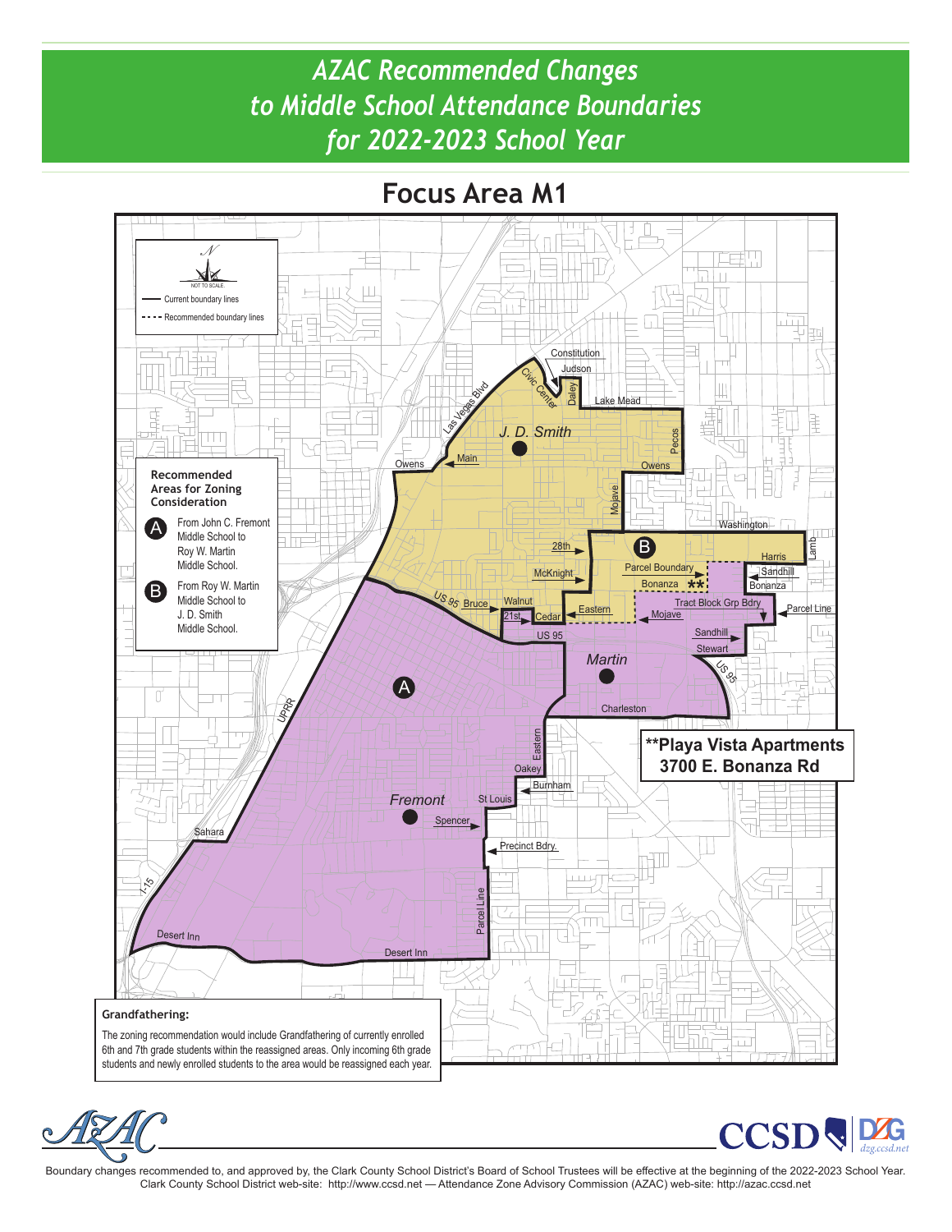# AZAC Recommended Changes to Middle School Attendance Boundaries for 2022-2023 School Year

## Focus Area M1

NOT TO SCALE

Current boundary lines

Recommended boundary lines

**Recommended Areas for Zoning Consideration**

- **A** From John C. Fremont Middle School to Roy W. Martin Middle School.
- **B** From Roy W. Martin Middle School to J. D. Smith Middle School.

J. D. Smith

Martin

Fremont

Constitution
Judson
Civic Center
Daley
Lake Mead
Las Vegas Blvd
Pecos
Main
Owens
Owens
Mojave
Washington
Lamb
28th
Harris
McKnight
Parcel Boundary
Sandhill
Bonanza
Bonanza
US 95
Bruce
Walnut
21st
Cedar
Eastern
Mojave
Tract Block Grp Bdry
Parcel Line
US 95
Sandhill
Stewart
US 95
UPRR
Charleston
Eastern
Oakey
Burnham
St Louis
Spencer
Precinct Bdry.
Sahara
I-15
Parcel Line
Desert Inn
Desert Inn

**Playa Vista Apartments 3700 E. Bonanza Rd

**Grandfathering:**

The zoning recommendation would include Grandfathering of currently enrolled 6th and 7th grade students within the reassigned areas. Only incoming 6th grade students and newly enrolled students to the area would be reassigned each year.

AZAC

CCSD DZG dzg.ccsd.net

Boundary changes recommended to, and approved by, the Clark County School District's Board of School Trustees will be effective at the beginning of the 2022-2023 School Year.
Clark County School District web-site: http://www.ccsd.net — Attendance Zone Advisory Commission (AZAC) web-site: http://azac.ccsd.net